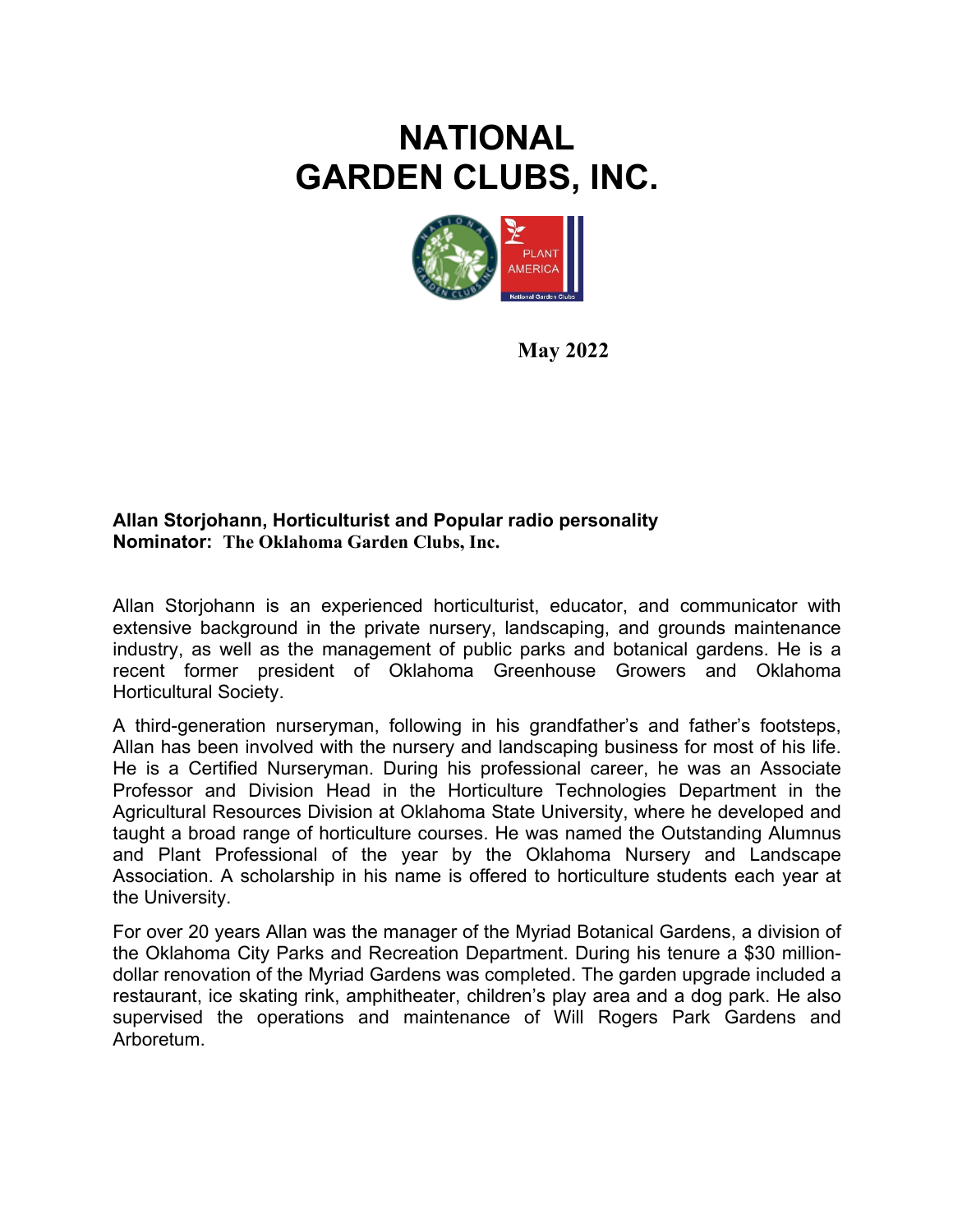# NATIONAL GARDEN CLUBS, INC.

**May 2022**

**Allan Storjohann, Horticulturist and Popular radio personality**
**Nominator: The Oklahoma Garden Clubs, Inc.**

Allan Storjohann is an experienced horticulturist, educator, and communicator with extensive background in the private nursery, landscaping, and grounds maintenance industry, as well as the management of public parks and botanical gardens. He is a recent former president of Oklahoma Greenhouse Growers and Oklahoma Horticultural Society.

A third-generation nurseryman, following in his grandfather's and father's footsteps, Allan has been involved with the nursery and landscaping business for most of his life. He is a Certified Nurseryman. During his professional career, he was an Associate Professor and Division Head in the Horticulture Technologies Department in the Agricultural Resources Division at Oklahoma State University, where he developed and taught a broad range of horticulture courses. He was named the Outstanding Alumnus and Plant Professional of the year by the Oklahoma Nursery and Landscape Association. A scholarship in his name is offered to horticulture students each year at the University.

For over 20 years Allan was the manager of the Myriad Botanical Gardens, a division of the Oklahoma City Parks and Recreation Department. During his tenure a $30 million-dollar renovation of the Myriad Gardens was completed. The garden upgrade included a restaurant, ice skating rink, amphitheater, children's play area and a dog park. He also supervised the operations and maintenance of Will Rogers Park Gardens and Arboretum.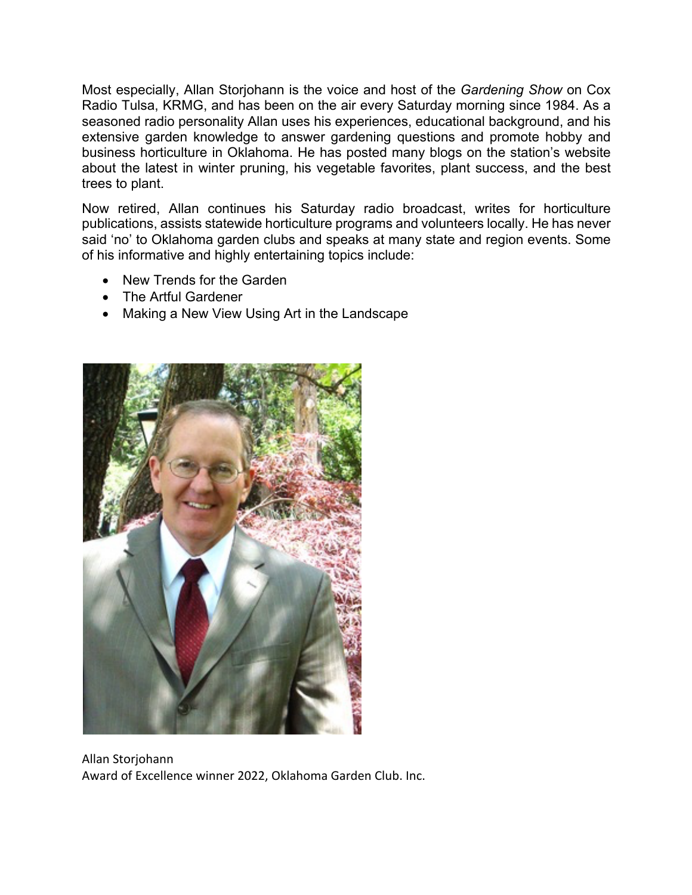Most especially, Allan Storjohann is the voice and host of the *Gardening Show* on Cox Radio Tulsa, KRMG, and has been on the air every Saturday morning since 1984. As a seasoned radio personality Allan uses his experiences, educational background, and his extensive garden knowledge to answer gardening questions and promote hobby and business horticulture in Oklahoma. He has posted many blogs on the station's website about the latest in winter pruning, his vegetable favorites, plant success, and the best trees to plant.

Now retired, Allan continues his Saturday radio broadcast, writes for horticulture publications, assists statewide horticulture programs and volunteers locally. He has never said 'no' to Oklahoma garden clubs and speaks at many state and region events. Some of his informative and highly entertaining topics include:

- New Trends for the Garden
- The Artful Gardener
- Making a New View Using Art in the Landscape

Allan Storjohann
Award of Excellence winner 2022, Oklahoma Garden Club. Inc.